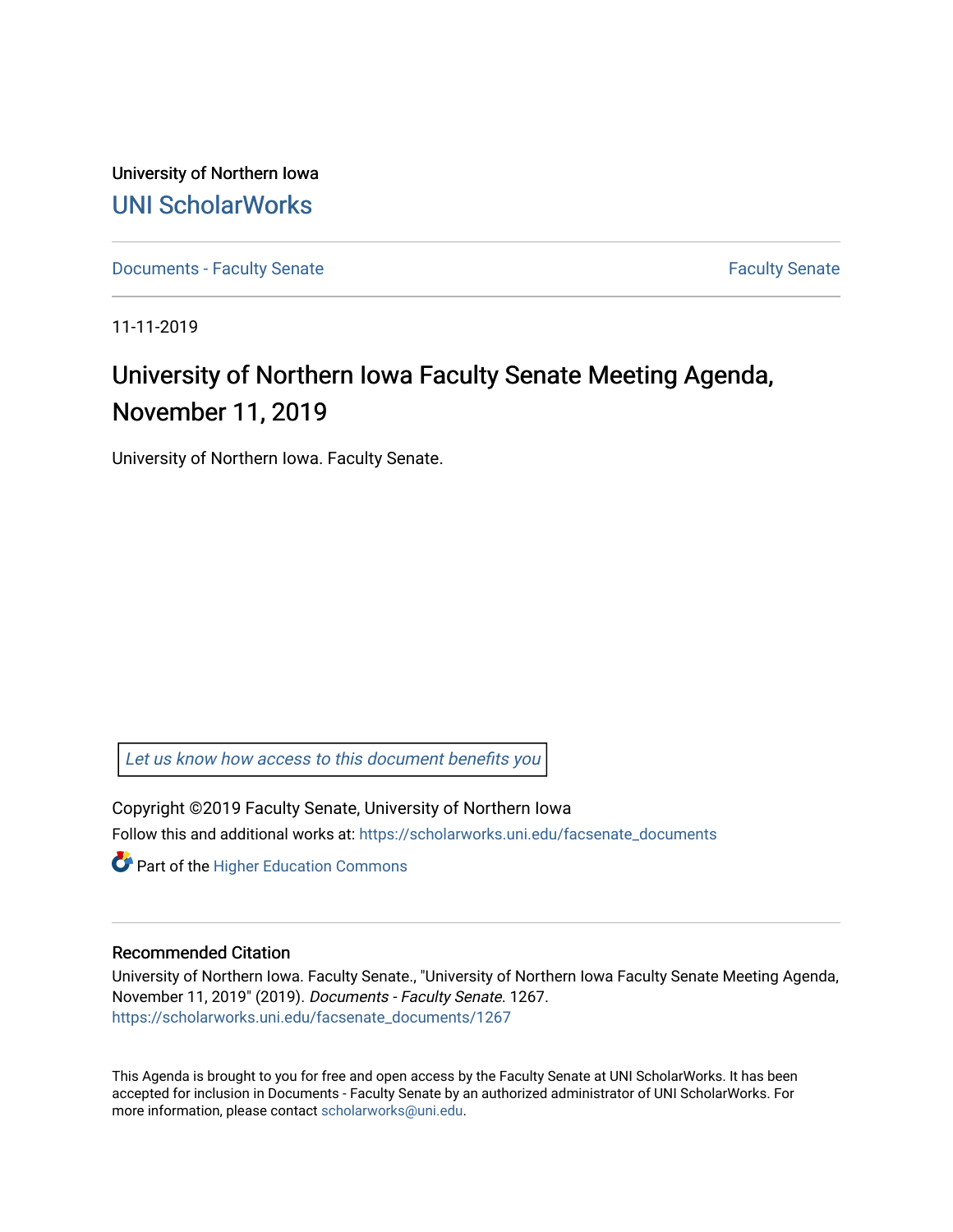University of Northern Iowa

# UNI ScholarWorks

Documents - Faculty Senate | Faculty Senate

11-11-2019

## University of Northern Iowa Faculty Senate Meeting Agenda, November 11, 2019

University of Northern Iowa. Faculty Senate.

*Let us know how access to this document benefits you*

Copyright ©2019 Faculty Senate, University of Northern Iowa

Follow this and additional works at: https://scholarworks.uni.edu/facsenate_documents

Part of the Higher Education Commons

### Recommended Citation

University of Northern Iowa. Faculty Senate., "University of Northern Iowa Faculty Senate Meeting Agenda, November 11, 2019" (2019). *Documents - Faculty Senate*. 1267.
https://scholarworks.uni.edu/facsenate_documents/1267

This Agenda is brought to you for free and open access by the Faculty Senate at UNI ScholarWorks. It has been accepted for inclusion in Documents - Faculty Senate by an authorized administrator of UNI ScholarWorks. For more information, please contact scholarworks@uni.edu.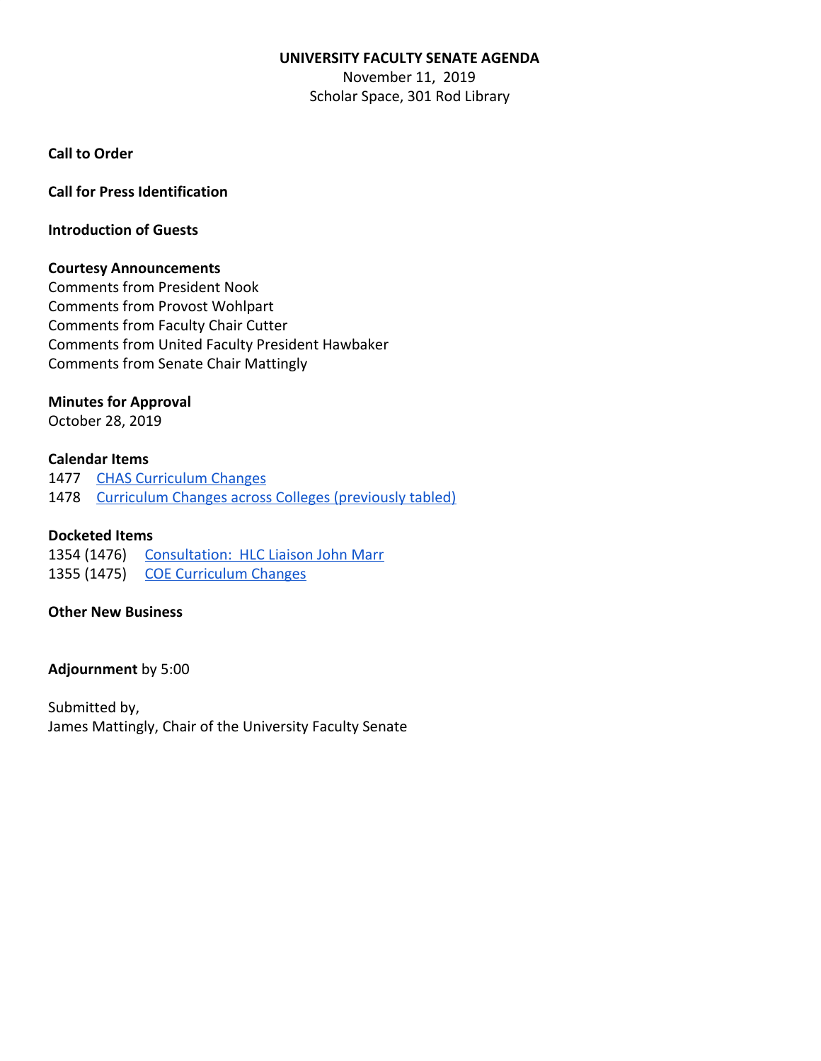# UNIVERSITY FACULTY SENATE AGENDA

November 11, 2019
Scholar Space, 301 Rod Library

**Call to Order**

**Call for Press Identification**

**Introduction of Guests**

**Courtesy Announcements**
Comments from President Nook
Comments from Provost Wohlpart
Comments from Faculty Chair Cutter
Comments from United Faculty President Hawbaker
Comments from Senate Chair Mattingly

**Minutes for Approval**
October 28, 2019

**Calendar Items**
1477 CHAS Curriculum Changes
1478 Curriculum Changes across Colleges (previously tabled)

**Docketed Items**
1354 (1476) Consultation: HLC Liaison John Marr
1355 (1475) COE Curriculum Changes

**Other New Business**

**Adjournment** by 5:00

Submitted by,
James Mattingly, Chair of the University Faculty Senate